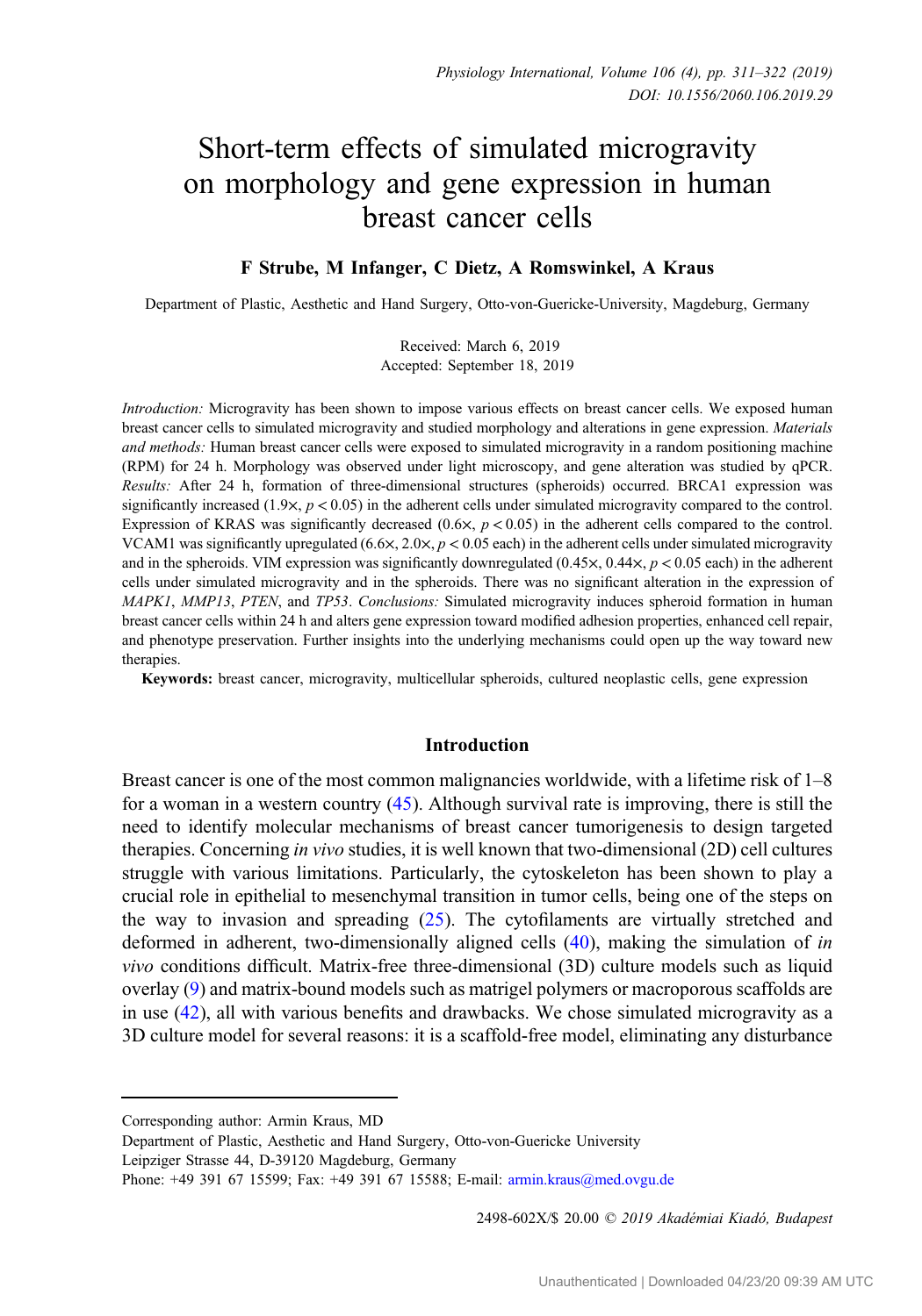# Short-term effects of simulated microgravity on morphology and gene expression in human breast cancer cells

**F Strube, M Infanger, C Dietz, A Romswinkel, A Kraus**

Department of Plastic, Aesthetic and Hand Surgery, Otto-von-Guericke-University, Magdeburg, Germany

Received: March 6, 2019
Accepted: September 18, 2019

*Introduction:* Microgravity has been shown to impose various effects on breast cancer cells. We exposed human breast cancer cells to simulated microgravity and studied morphology and alterations in gene expression. *Materials and methods:* Human breast cancer cells were exposed to simulated microgravity in a random positioning machine (RPM) for 24 h. Morphology was observed under light microscopy, and gene alteration was studied by qPCR. *Results:* After 24 h, formation of three-dimensional structures (spheroids) occurred. BRCA1 expression was significantly increased (1.9×, $p < 0.05$) in the adherent cells under simulated microgravity compared to the control. Expression of KRAS was significantly decreased (0.6×, $p < 0.05$) in the adherent cells compared to the control. VCAM1 was significantly upregulated (6.6×, 2.0×, $p < 0.05$ each) in the adherent cells under simulated microgravity and in the spheroids. VIM expression was significantly downregulated (0.45×, 0.44×, $p < 0.05$ each) in the adherent cells under simulated microgravity and in the spheroids. There was no significant alteration in the expression of *MAPK1*, *MMP13*, *PTEN*, and *TP53*. *Conclusions:* Simulated microgravity induces spheroid formation in human breast cancer cells within 24 h and alters gene expression toward modified adhesion properties, enhanced cell repair, and phenotype preservation. Further insights into the underlying mechanisms could open up the way toward new therapies.

**Keywords:** breast cancer, microgravity, multicellular spheroids, cultured neoplastic cells, gene expression

## Introduction

Breast cancer is one of the most common malignancies worldwide, with a lifetime risk of 1–8 for a woman in a western country (45). Although survival rate is improving, there is still the need to identify molecular mechanisms of breast cancer tumorigenesis to design targeted therapies. Concerning *in vivo* studies, it is well known that two-dimensional (2D) cell cultures struggle with various limitations. Particularly, the cytoskeleton has been shown to play a crucial role in epithelial to mesenchymal transition in tumor cells, being one of the steps on the way to invasion and spreading (25). The cytofilaments are virtually stretched and deformed in adherent, two-dimensionally aligned cells (40), making the simulation of *in vivo* conditions difficult. Matrix-free three-dimensional (3D) culture models such as liquid overlay (9) and matrix-bound models such as matrigel polymers or macroporous scaffolds are in use (42), all with various benefits and drawbacks. We chose simulated microgravity as a 3D culture model for several reasons: it is a scaffold-free model, eliminating any disturbance

---

Corresponding author: Armin Kraus, MD
Department of Plastic, Aesthetic and Hand Surgery, Otto-von-Guericke University
Leipziger Strasse 44, D-39120 Magdeburg, Germany
Phone: +49 391 67 15599; Fax: +49 391 67 15588; E-mail: armin.kraus@med.ovgu.de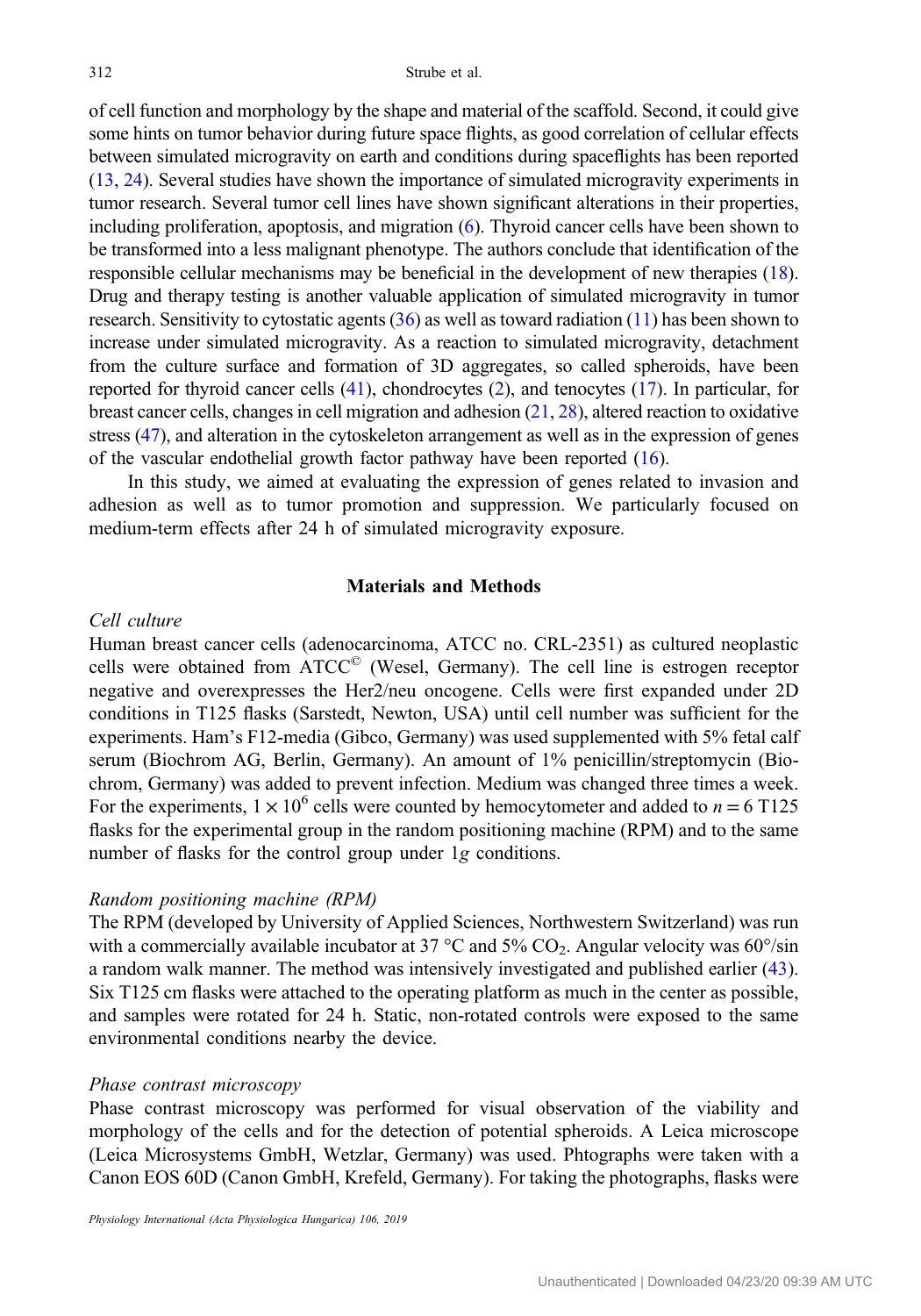of cell function and morphology by the shape and material of the scaffold. Second, it could give some hints on tumor behavior during future space flights, as good correlation of cellular effects between simulated microgravity on earth and conditions during spaceflights has been reported (13, 24). Several studies have shown the importance of simulated microgravity experiments in tumor research. Several tumor cell lines have shown significant alterations in their properties, including proliferation, apoptosis, and migration (6). Thyroid cancer cells have been shown to be transformed into a less malignant phenotype. The authors conclude that identification of the responsible cellular mechanisms may be beneficial in the development of new therapies (18). Drug and therapy testing is another valuable application of simulated microgravity in tumor research. Sensitivity to cytostatic agents (36) as well as toward radiation (11) has been shown to increase under simulated microgravity. As a reaction to simulated microgravity, detachment from the culture surface and formation of 3D aggregates, so called spheroids, have been reported for thyroid cancer cells (41), chondrocytes (2), and tenocytes (17). In particular, for breast cancer cells, changes in cell migration and adhesion (21, 28), altered reaction to oxidative stress (47), and alteration in the cytoskeleton arrangement as well as in the expression of genes of the vascular endothelial growth factor pathway have been reported (16).

In this study, we aimed at evaluating the expression of genes related to invasion and adhesion as well as to tumor promotion and suppression. We particularly focused on medium-term effects after 24 h of simulated microgravity exposure.

## Materials and Methods

### *Cell culture*

Human breast cancer cells (adenocarcinoma, ATCC no. CRL-2351) as cultured neoplastic cells were obtained from ATCC© (Wesel, Germany). The cell line is estrogen receptor negative and overexpresses the Her2/neu oncogene. Cells were first expanded under 2D conditions in T125 flasks (Sarstedt, Newton, USA) until cell number was sufficient for the experiments. Ham's F12-media (Gibco, Germany) was used supplemented with 5% fetal calf serum (Biochrom AG, Berlin, Germany). An amount of 1% penicillin/streptomycin (Biochrom, Germany) was added to prevent infection. Medium was changed three times a week. For the experiments, $1 \times 10^6$ cells were counted by hemocytometer and added to $n = 6$ T125 flasks for the experimental group in the random positioning machine (RPM) and to the same number of flasks for the control group under 1$g$ conditions.

### *Random positioning machine (RPM)*

The RPM (developed by University of Applied Sciences, Northwestern Switzerland) was run with a commercially available incubator at 37 °C and 5% $CO_2$. Angular velocity was 60°/sin a random walk manner. The method was intensively investigated and published earlier (43). Six T125 cm flasks were attached to the operating platform as much in the center as possible, and samples were rotated for 24 h. Static, non-rotated controls were exposed to the same environmental conditions nearby the device.

### *Phase contrast microscopy*

Phase contrast microscopy was performed for visual observation of the viability and morphology of the cells and for the detection of potential spheroids. A Leica microscope (Leica Microsystems GmbH, Wetzlar, Germany) was used. Phtographs were taken with a Canon EOS 60D (Canon GmbH, Krefeld, Germany). For taking the photographs, flasks were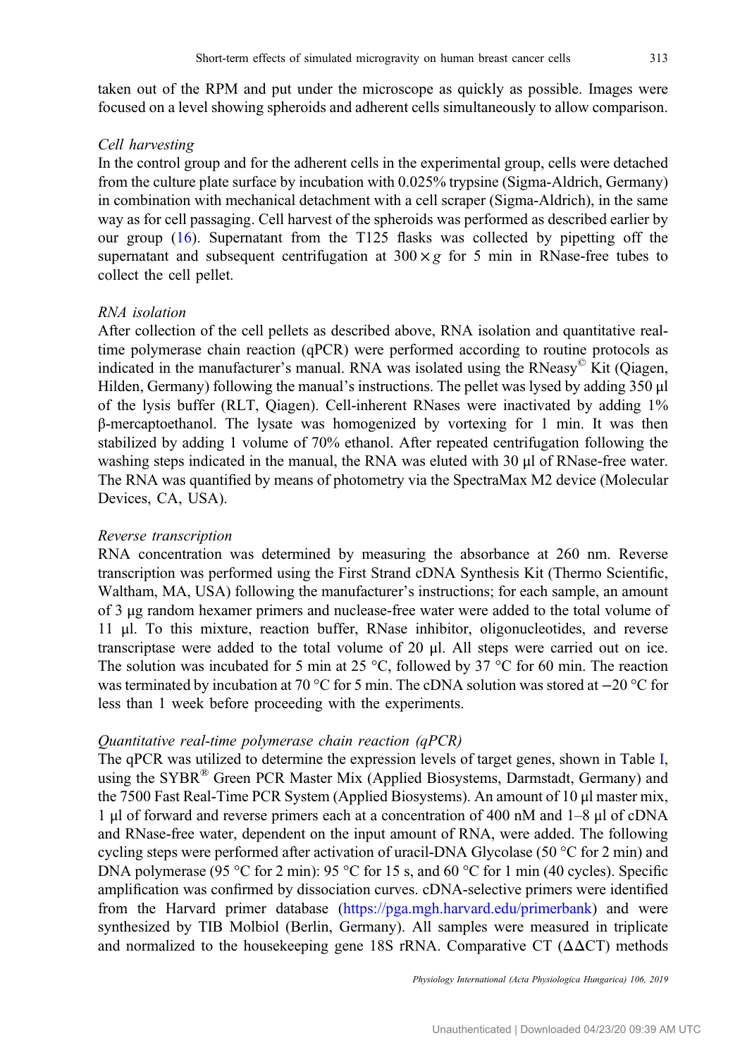taken out of the RPM and put under the microscope as quickly as possible. Images were focused on a level showing spheroids and adherent cells simultaneously to allow comparison.

*Cell harvesting*

In the control group and for the adherent cells in the experimental group, cells were detached from the culture plate surface by incubation with 0.025% trypsine (Sigma-Aldrich, Germany) in combination with mechanical detachment with a cell scraper (Sigma-Aldrich), in the same way as for cell passaging. Cell harvest of the spheroids was performed as described earlier by our group (16). Supernatant from the T125 flasks was collected by pipetting off the supernatant and subsequent centrifugation at $300 \times g$ for 5 min in RNase-free tubes to collect the cell pellet.

*RNA isolation*

After collection of the cell pellets as described above, RNA isolation and quantitative real-time polymerase chain reaction (qPCR) were performed according to routine protocols as indicated in the manufacturer's manual. RNA was isolated using the RNeasy© Kit (Qiagen, Hilden, Germany) following the manual's instructions. The pellet was lysed by adding 350 μl of the lysis buffer (RLT, Qiagen). Cell-inherent RNases were inactivated by adding 1% β-mercaptoethanol. The lysate was homogenized by vortexing for 1 min. It was then stabilized by adding 1 volume of 70% ethanol. After repeated centrifugation following the washing steps indicated in the manual, the RNA was eluted with 30 μl of RNase-free water. The RNA was quantified by means of photometry via the SpectraMax M2 device (Molecular Devices, CA, USA).

*Reverse transcription*

RNA concentration was determined by measuring the absorbance at 260 nm. Reverse transcription was performed using the First Strand cDNA Synthesis Kit (Thermo Scientific, Waltham, MA, USA) following the manufacturer's instructions; for each sample, an amount of 3 μg random hexamer primers and nuclease-free water were added to the total volume of 11 μl. To this mixture, reaction buffer, RNase inhibitor, oligonucleotides, and reverse transcriptase were added to the total volume of 20 μl. All steps were carried out on ice. The solution was incubated for 5 min at 25 °C, followed by 37 °C for 60 min. The reaction was terminated by incubation at 70 °C for 5 min. The cDNA solution was stored at −20 °C for less than 1 week before proceeding with the experiments.

*Quantitative real-time polymerase chain reaction (qPCR)*

The qPCR was utilized to determine the expression levels of target genes, shown in Table I, using the SYBR® Green PCR Master Mix (Applied Biosystems, Darmstadt, Germany) and the 7500 Fast Real-Time PCR System (Applied Biosystems). An amount of 10 μl master mix, 1 μl of forward and reverse primers each at a concentration of 400 nM and 1–8 μl of cDNA and RNase-free water, dependent on the input amount of RNA, were added. The following cycling steps were performed after activation of uracil-DNA Glycolase (50 °C for 2 min) and DNA polymerase (95 °C for 2 min): 95 °C for 15 s, and 60 °C for 1 min (40 cycles). Specific amplification was confirmed by dissociation curves. cDNA-selective primers were identified from the Harvard primer database (https://pga.mgh.harvard.edu/primerbank) and were synthesized by TIB Molbiol (Berlin, Germany). All samples were measured in triplicate and normalized to the housekeeping gene 18S rRNA. Comparative CT ($\Delta\Delta$CT) methods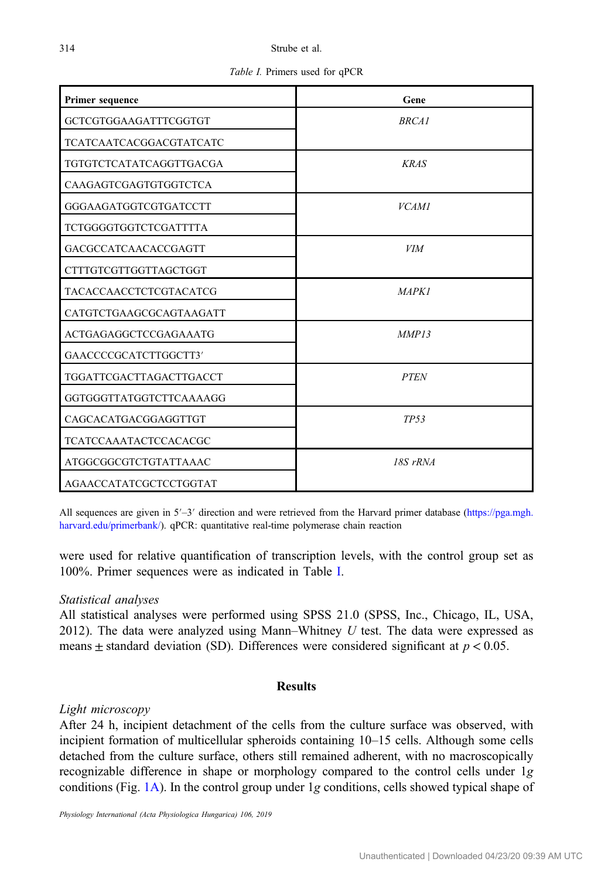*Table I.* Primers used for qPCR

| Primer sequence | Gene |
| --- | --- |
| GCTCGTGGAAGATTTCGGTGT | *BRCA1* |
| TCATCAATCACGGACGTATCATC | |
| TGTGTCTCATATCAGGTTGACGA | *KRAS* |
| CAAGAGTCGAGTGTGGTCTCA | |
| GGGAAGATGGTCGTGATCCTT | *VCAM1* |
| TCTGGGGTGGTCTCGATTTTA | |
| GACGCCATCAACACCGAGTT | *VIM* |
| CTTTGTCGTTGGTTAGCTGGT | |
| TACACCAACCTCTCGTACATCG | *MAPK1* |
| CATGTCTGAAGCGCAGTAAGATT | |
| ACTGAGAGGCTCCGAGAAATG | *MMP13* |
| GAACCCCGCATCTTGGCTT3′ | |
| TGGATTCGACTTAGACTTGACCT | *PTEN* |
| GGTGGGTTATGGTCTTCAAAAGG | |
| CAGCACATGACGGAGGTTGT | *TP53* |
| TCATCCAAATACTCCACACGC | |
| ATGGCGGCGTCTGTATTAAAC | *18S rRNA* |
| AGAACCATATCGCTCCTGGTAT | |

All sequences are given in 5′–3′ direction and were retrieved from the Harvard primer database (https://pga.mgh.harvard.edu/primerbank/). qPCR: quantitative real-time polymerase chain reaction

were used for relative quantification of transcription levels, with the control group set as 100%. Primer sequences were as indicated in Table I.

### *Statistical analyses*

All statistical analyses were performed using SPSS 21.0 (SPSS, Inc., Chicago, IL, USA, 2012). The data were analyzed using Mann–Whitney *U* test. The data were expressed as means ± standard deviation (SD). Differences were considered significant at $p < 0.05$.

## Results

### *Light microscopy*

After 24 h, incipient detachment of the cells from the culture surface was observed, with incipient formation of multicellular spheroids containing 10–15 cells. Although some cells detached from the culture surface, others still remained adherent, with no macroscopically recognizable difference in shape or morphology compared to the control cells under 1*g* conditions (Fig. 1A). In the control group under 1*g* conditions, cells showed typical shape of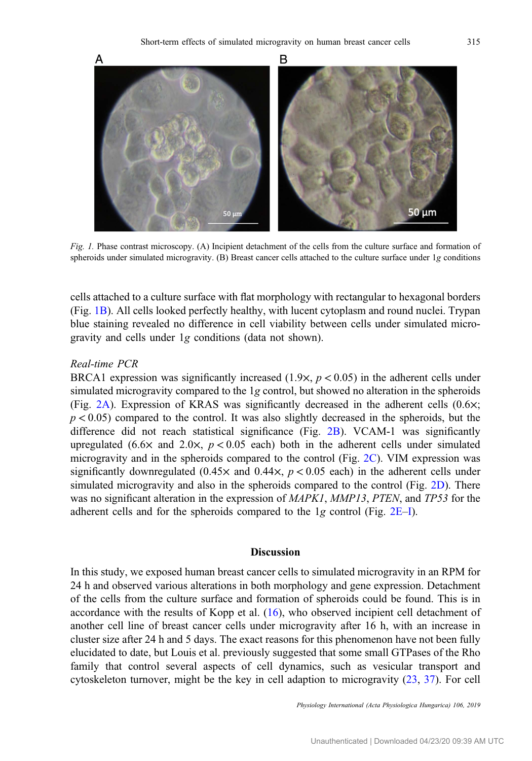Fig. 1. Phase contrast microscopy. (A) Incipient detachment of the cells from the culture surface and formation of spheroids under simulated microgravity. (B) Breast cancer cells attached to the culture surface under 1*g* conditions

cells attached to a culture surface with flat morphology with rectangular to hexagonal borders (Fig. 1B). All cells looked perfectly healthy, with lucent cytoplasm and round nuclei. Trypan blue staining revealed no difference in cell viability between cells under simulated microgravity and cells under 1*g* conditions (data not shown).

*Real-time PCR*

BRCA1 expression was significantly increased (1.9×, $p < 0.05$) in the adherent cells under simulated microgravity compared to the 1*g* control, but showed no alteration in the spheroids (Fig. 2A). Expression of KRAS was significantly decreased in the adherent cells (0.6×; $p < 0.05$) compared to the control. It was also slightly decreased in the spheroids, but the difference did not reach statistical significance (Fig. 2B). VCAM-1 was significantly upregulated (6.6× and 2.0×, $p < 0.05$ each) both in the adherent cells under simulated microgravity and in the spheroids compared to the control (Fig. 2C). VIM expression was significantly downregulated (0.45× and 0.44×, $p < 0.05$ each) in the adherent cells under simulated microgravity and also in the spheroids compared to the control (Fig. 2D). There was no significant alteration in the expression of *MAPK1*, *MMP13*, *PTEN*, and *TP53* for the adherent cells and for the spheroids compared to the 1*g* control (Fig. 2E–I).

## Discussion

In this study, we exposed human breast cancer cells to simulated microgravity in an RPM for 24 h and observed various alterations in both morphology and gene expression. Detachment of the cells from the culture surface and formation of spheroids could be found. This is in accordance with the results of Kopp et al. (16), who observed incipient cell detachment of another cell line of breast cancer cells under microgravity after 16 h, with an increase in cluster size after 24 h and 5 days. The exact reasons for this phenomenon have not been fully elucidated to date, but Louis et al. previously suggested that some small GTPases of the Rho family that control several aspects of cell dynamics, such as vesicular transport and cytoskeleton turnover, might be the key in cell adaption to microgravity (23, 37). For cell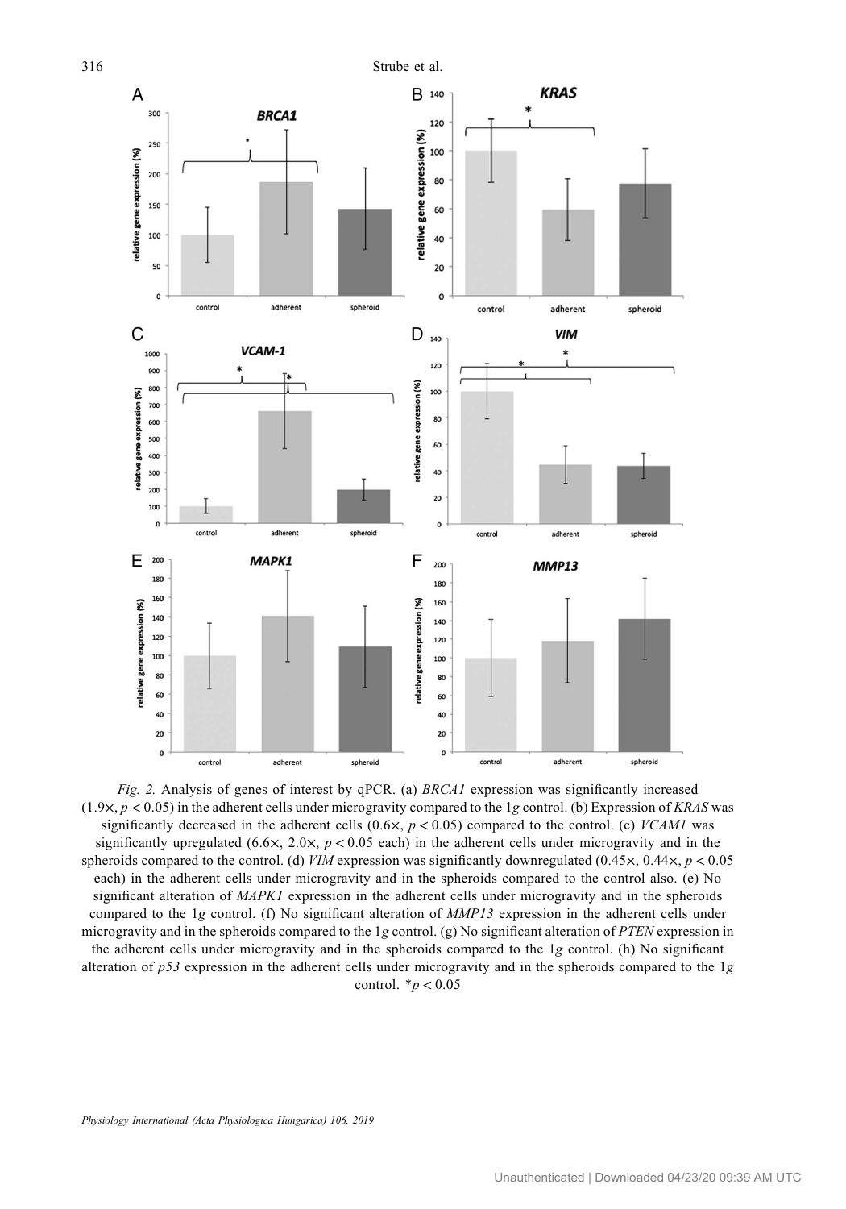*Fig. 2.* Analysis of genes of interest by qPCR. (a) *BRCA1* expression was significantly increased (1.9×, $p < 0.05$) in the adherent cells under microgravity compared to the 1*g* control. (b) Expression of *KRAS* was significantly decreased in the adherent cells (0.6×, $p < 0.05$) compared to the control. (c) *VCAM1* was significantly upregulated (6.6×, 2.0×, $p < 0.05$ each) in the adherent cells under microgravity and in the spheroids compared to the control. (d) *VIM* expression was significantly downregulated (0.45×, 0.44×, $p < 0.05$ each) in the adherent cells under microgravity and in the spheroids compared to the control also. (e) No significant alteration of *MAPK1* expression in the adherent cells under microgravity and in the spheroids compared to the 1*g* control. (f) No significant alteration of *MMP13* expression in the adherent cells under microgravity and in the spheroids compared to the 1*g* control. (g) No significant alteration of *PTEN* expression in the adherent cells under microgravity and in the spheroids compared to the 1*g* control. (h) No significant alteration of *p53* expression in the adherent cells under microgravity and in the spheroids compared to the 1*g* control. *$p < 0.05$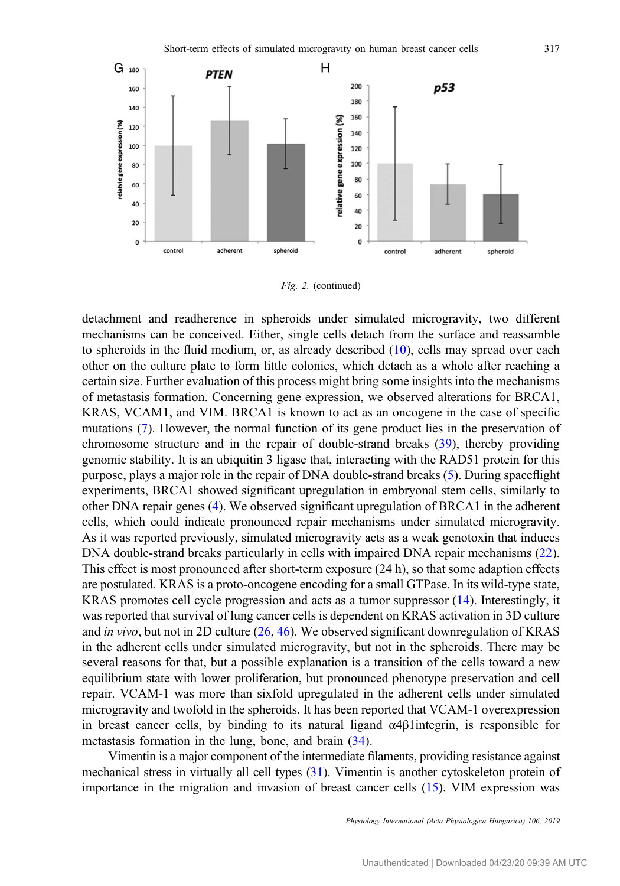*Fig. 2.* (continued)

detachment and readherence in spheroids under simulated microgravity, two different mechanisms can be conceived. Either, single cells detach from the surface and reassamble to spheroids in the fluid medium, or, as already described (10), cells may spread over each other on the culture plate to form little colonies, which detach as a whole after reaching a certain size. Further evaluation of this process might bring some insights into the mechanisms of metastasis formation. Concerning gene expression, we observed alterations for BRCA1, KRAS, VCAM1, and VIM. BRCA1 is known to act as an oncogene in the case of specific mutations (7). However, the normal function of its gene product lies in the preservation of chromosome structure and in the repair of double-strand breaks (39), thereby providing genomic stability. It is an ubiquitin 3 ligase that, interacting with the RAD51 protein for this purpose, plays a major role in the repair of DNA double-strand breaks (5). During spaceflight experiments, BRCA1 showed significant upregulation in embryonal stem cells, similarly to other DNA repair genes (4). We observed significant upregulation of BRCA1 in the adherent cells, which could indicate pronounced repair mechanisms under simulated microgravity. As it was reported previously, simulated microgravity acts as a weak genotoxin that induces DNA double-strand breaks particularly in cells with impaired DNA repair mechanisms (22). This effect is most pronounced after short-term exposure (24 h), so that some adaption effects are postulated. KRAS is a proto-oncogene encoding for a small GTPase. In its wild-type state, KRAS promotes cell cycle progression and acts as a tumor suppressor (14). Interestingly, it was reported that survival of lung cancer cells is dependent on KRAS activation in 3D culture and *in vivo*, but not in 2D culture (26, 46). We observed significant downregulation of KRAS in the adherent cells under simulated microgravity, but not in the spheroids. There may be several reasons for that, but a possible explanation is a transition of the cells toward a new equilibrium state with lower proliferation, but pronounced phenotype preservation and cell repair. VCAM-1 was more than sixfold upregulated in the adherent cells under simulated microgravity and twofold in the spheroids. It has been reported that VCAM-1 overexpression in breast cancer cells, by binding to its natural ligand α4β1integrin, is responsible for metastasis formation in the lung, bone, and brain (34).

Vimentin is a major component of the intermediate filaments, providing resistance against mechanical stress in virtually all cell types (31). Vimentin is another cytoskeleton protein of importance in the migration and invasion of breast cancer cells (15). VIM expression was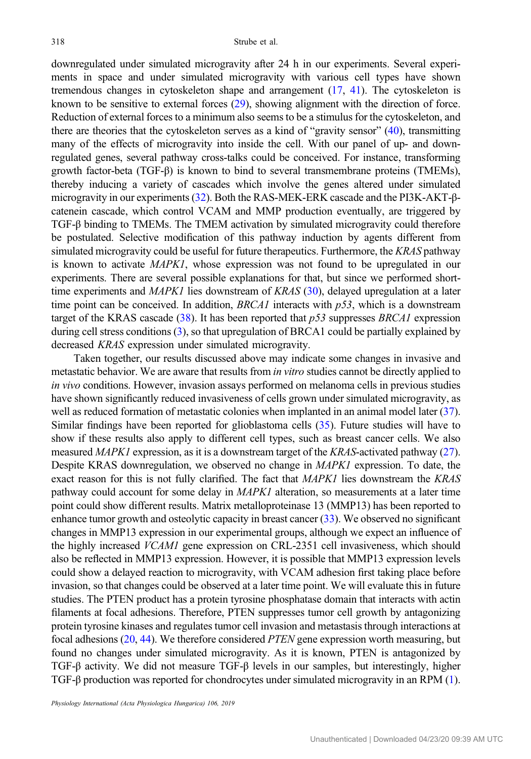downregulated under simulated microgravity after 24 h in our experiments. Several experiments in space and under simulated microgravity with various cell types have shown tremendous changes in cytoskeleton shape and arrangement (17, 41). The cytoskeleton is known to be sensitive to external forces (29), showing alignment with the direction of force. Reduction of external forces to a minimum also seems to be a stimulus for the cytoskeleton, and there are theories that the cytoskeleton serves as a kind of "gravity sensor" (40), transmitting many of the effects of microgravity into inside the cell. With our panel of up- and downregulated genes, several pathway cross-talks could be conceived. For instance, transforming growth factor-beta (TGF-β) is known to bind to several transmembrane proteins (TMEMs), thereby inducing a variety of cascades which involve the genes altered under simulated microgravity in our experiments (32). Both the RAS-MEK-ERK cascade and the PI3K-AKT-β-catenein cascade, which control VCAM and MMP production eventually, are triggered by TGF-β binding to TMEMs. The TMEM activation by simulated microgravity could therefore be postulated. Selective modification of this pathway induction by agents different from simulated microgravity could be useful for future therapeutics. Furthermore, the *KRAS* pathway is known to activate *MAPK1*, whose expression was not found to be upregulated in our experiments. There are several possible explanations for that, but since we performed short-time experiments and *MAPK1* lies downstream of *KRAS* (30), delayed upregulation at a later time point can be conceived. In addition, *BRCA1* interacts with *p53*, which is a downstream target of the KRAS cascade (38). It has been reported that *p53* suppresses *BRCA1* expression during cell stress conditions (3), so that upregulation of BRCA1 could be partially explained by decreased *KRAS* expression under simulated microgravity.

Taken together, our results discussed above may indicate some changes in invasive and metastatic behavior. We are aware that results from *in vitro* studies cannot be directly applied to *in vivo* conditions. However, invasion assays performed on melanoma cells in previous studies have shown significantly reduced invasiveness of cells grown under simulated microgravity, as well as reduced formation of metastatic colonies when implanted in an animal model later (37). Similar findings have been reported for glioblastoma cells (35). Future studies will have to show if these results also apply to different cell types, such as breast cancer cells. We also measured *MAPK1* expression, as it is a downstream target of the *KRAS*-activated pathway (27). Despite KRAS downregulation, we observed no change in *MAPK1* expression. To date, the exact reason for this is not fully clarified. The fact that *MAPK1* lies downstream the *KRAS* pathway could account for some delay in *MAPK1* alteration, so measurements at a later time point could show different results. Matrix metalloproteinase 13 (MMP13) has been reported to enhance tumor growth and osteolytic capacity in breast cancer (33). We observed no significant changes in MMP13 expression in our experimental groups, although we expect an influence of the highly increased *VCAM1* gene expression on CRL-2351 cell invasiveness, which should also be reflected in MMP13 expression. However, it is possible that MMP13 expression levels could show a delayed reaction to microgravity, with VCAM adhesion first taking place before invasion, so that changes could be observed at a later time point. We will evaluate this in future studies. The PTEN product has a protein tyrosine phosphatase domain that interacts with actin filaments at focal adhesions. Therefore, PTEN suppresses tumor cell growth by antagonizing protein tyrosine kinases and regulates tumor cell invasion and metastasis through interactions at focal adhesions (20, 44). We therefore considered *PTEN* gene expression worth measuring, but found no changes under simulated microgravity. As it is known, PTEN is antagonized by TGF-β activity. We did not measure TGF-β levels in our samples, but interestingly, higher TGF-β production was reported for chondrocytes under simulated microgravity in an RPM (1).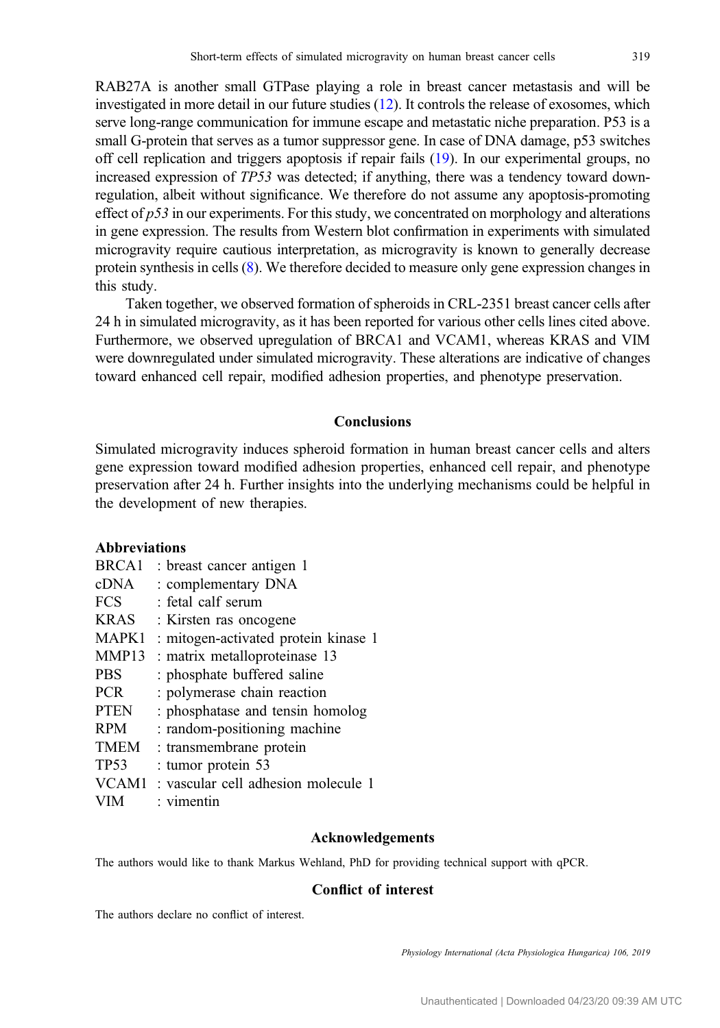RAB27A is another small GTPase playing a role in breast cancer metastasis and will be investigated in more detail in our future studies (12). It controls the release of exosomes, which serve long-range communication for immune escape and metastatic niche preparation. P53 is a small G-protein that serves as a tumor suppressor gene. In case of DNA damage, p53 switches off cell replication and triggers apoptosis if repair fails (19). In our experimental groups, no increased expression of *TP53* was detected; if anything, there was a tendency toward downregulation, albeit without significance. We therefore do not assume any apoptosis-promoting effect of *p53* in our experiments. For this study, we concentrated on morphology and alterations in gene expression. The results from Western blot confirmation in experiments with simulated microgravity require cautious interpretation, as microgravity is known to generally decrease protein synthesis in cells (8). We therefore decided to measure only gene expression changes in this study.

Taken together, we observed formation of spheroids in CRL-2351 breast cancer cells after 24 h in simulated microgravity, as it has been reported for various other cells lines cited above. Furthermore, we observed upregulation of BRCA1 and VCAM1, whereas KRAS and VIM were downregulated under simulated microgravity. These alterations are indicative of changes toward enhanced cell repair, modified adhesion properties, and phenotype preservation.

## Conclusions

Simulated microgravity induces spheroid formation in human breast cancer cells and alters gene expression toward modified adhesion properties, enhanced cell repair, and phenotype preservation after 24 h. Further insights into the underlying mechanisms could be helpful in the development of new therapies.

### Abbreviations

BRCA1 : breast cancer antigen 1
cDNA : complementary DNA
FCS : fetal calf serum
KRAS : Kirsten ras oncogene
MAPK1 : mitogen-activated protein kinase 1
MMP13 : matrix metalloproteinase 13
PBS : phosphate buffered saline
PCR : polymerase chain reaction
PTEN : phosphatase and tensin homolog
RPM : random-positioning machine
TMEM : transmembrane protein
TP53 : tumor protein 53
VCAM1 : vascular cell adhesion molecule 1
VIM : vimentin

## Acknowledgements

The authors would like to thank Markus Wehland, PhD for providing technical support with qPCR.

## Conflict of interest

The authors declare no conflict of interest.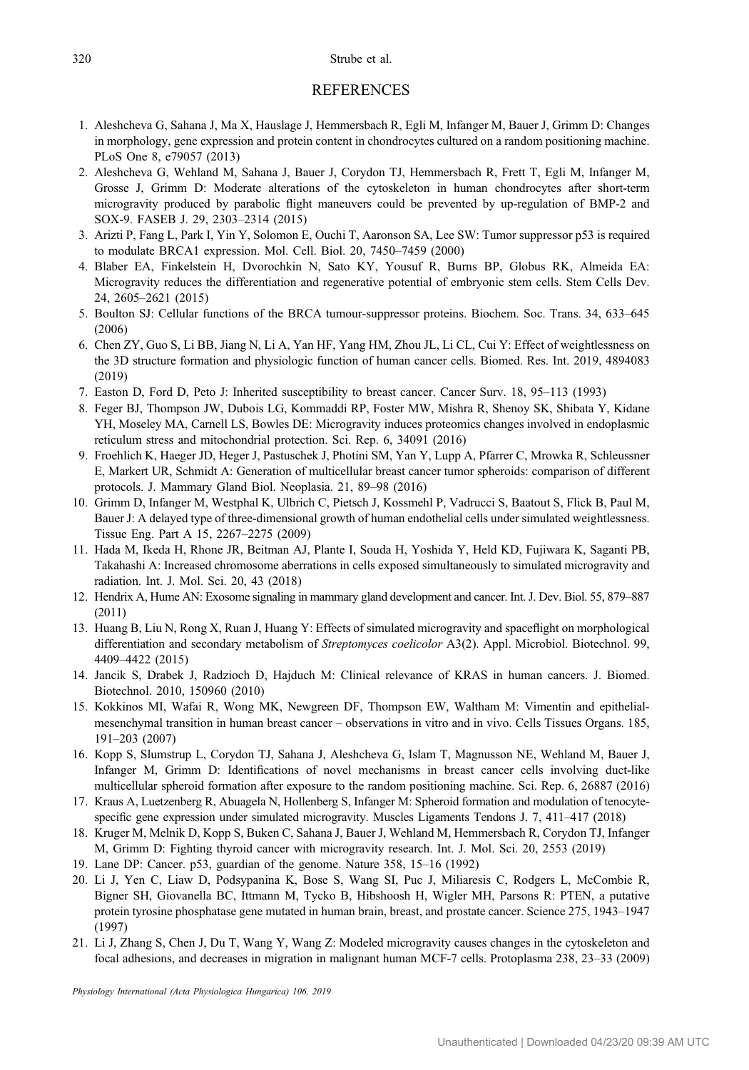## REFERENCES

1. Aleshcheva G, Sahana J, Ma X, Hauslage J, Hemmersbach R, Egli M, Infanger M, Bauer J, Grimm D: Changes in morphology, gene expression and protein content in chondrocytes cultured on a random positioning machine. PLoS One 8, e79057 (2013)
2. Aleshcheva G, Wehland M, Sahana J, Bauer J, Corydon TJ, Hemmersbach R, Frett T, Egli M, Infanger M, Grosse J, Grimm D: Moderate alterations of the cytoskeleton in human chondrocytes after short-term microgravity produced by parabolic flight maneuvers could be prevented by up-regulation of BMP-2 and SOX-9. FASEB J. 29, 2303–2314 (2015)
3. Arizti P, Fang L, Park I, Yin Y, Solomon E, Ouchi T, Aaronson SA, Lee SW: Tumor suppressor p53 is required to modulate BRCA1 expression. Mol. Cell. Biol. 20, 7450–7459 (2000)
4. Blaber EA, Finkelstein H, Dvorochkin N, Sato KY, Yousuf R, Burns BP, Globus RK, Almeida EA: Microgravity reduces the differentiation and regenerative potential of embryonic stem cells. Stem Cells Dev. 24, 2605–2621 (2015)
5. Boulton SJ: Cellular functions of the BRCA tumour-suppressor proteins. Biochem. Soc. Trans. 34, 633–645 (2006)
6. Chen ZY, Guo S, Li BB, Jiang N, Li A, Yan HF, Yang HM, Zhou JL, Li CL, Cui Y: Effect of weightlessness on the 3D structure formation and physiologic function of human cancer cells. Biomed. Res. Int. 2019, 4894083 (2019)
7. Easton D, Ford D, Peto J: Inherited susceptibility to breast cancer. Cancer Surv. 18, 95–113 (1993)
8. Feger BJ, Thompson JW, Dubois LG, Kommaddi RP, Foster MW, Mishra R, Shenoy SK, Shibata Y, Kidane YH, Moseley MA, Carnell LS, Bowles DE: Microgravity induces proteomics changes involved in endoplasmic reticulum stress and mitochondrial protection. Sci. Rep. 6, 34091 (2016)
9. Froehlich K, Haeger JD, Heger J, Pastuschek J, Photini SM, Yan Y, Lupp A, Pfarrer C, Mrowka R, Schleussner E, Markert UR, Schmidt A: Generation of multicellular breast cancer tumor spheroids: comparison of different protocols. J. Mammary Gland Biol. Neoplasia. 21, 89–98 (2016)
10. Grimm D, Infanger M, Westphal K, Ulbrich C, Pietsch J, Kossmehl P, Vadrucci S, Baatout S, Flick B, Paul M, Bauer J: A delayed type of three-dimensional growth of human endothelial cells under simulated weightlessness. Tissue Eng. Part A 15, 2267–2275 (2009)
11. Hada M, Ikeda H, Rhone JR, Beitman AJ, Plante I, Souda H, Yoshida Y, Held KD, Fujiwara K, Saganti PB, Takahashi A: Increased chromosome aberrations in cells exposed simultaneously to simulated microgravity and radiation. Int. J. Mol. Sci. 20, 43 (2018)
12. Hendrix A, Hume AN: Exosome signaling in mammary gland development and cancer. Int. J. Dev. Biol. 55, 879–887 (2011)
13. Huang B, Liu N, Rong X, Ruan J, Huang Y: Effects of simulated microgravity and spaceflight on morphological differentiation and secondary metabolism of *Streptomyces coelicolor* A3(2). Appl. Microbiol. Biotechnol. 99, 4409–4422 (2015)
14. Jancik S, Drabek J, Radzioch D, Hajduch M: Clinical relevance of KRAS in human cancers. J. Biomed. Biotechnol. 2010, 150960 (2010)
15. Kokkinos MI, Wafai R, Wong MK, Newgreen DF, Thompson EW, Waltham M: Vimentin and epithelial-mesenchymal transition in human breast cancer – observations in vitro and in vivo. Cells Tissues Organs. 185, 191–203 (2007)
16. Kopp S, Slumstrup L, Corydon TJ, Sahana J, Aleshcheva G, Islam T, Magnusson NE, Wehland M, Bauer J, Infanger M, Grimm D: Identifications of novel mechanisms in breast cancer cells involving duct-like multicellular spheroid formation after exposure to the random positioning machine. Sci. Rep. 6, 26887 (2016)
17. Kraus A, Luetzenberg R, Abuagela N, Hollenberg S, Infanger M: Spheroid formation and modulation of tenocyte-specific gene expression under simulated microgravity. Muscles Ligaments Tendons J. 7, 411–417 (2018)
18. Kruger M, Melnik D, Kopp S, Buken C, Sahana J, Bauer J, Wehland M, Hemmersbach R, Corydon TJ, Infanger M, Grimm D: Fighting thyroid cancer with microgravity research. Int. J. Mol. Sci. 20, 2553 (2019)
19. Lane DP: Cancer. p53, guardian of the genome. Nature 358, 15–16 (1992)
20. Li J, Yen C, Liaw D, Podsypanina K, Bose S, Wang SI, Puc J, Miliaresis C, Rodgers L, McCombie R, Bigner SH, Giovanella BC, Ittmann M, Tycko B, Hibshoosh H, Wigler MH, Parsons R: PTEN, a putative protein tyrosine phosphatase gene mutated in human brain, breast, and prostate cancer. Science 275, 1943–1947 (1997)
21. Li J, Zhang S, Chen J, Du T, Wang Y, Wang Z: Modeled microgravity causes changes in the cytoskeleton and focal adhesions, and decreases in migration in malignant human MCF-7 cells. Protoplasma 238, 23–33 (2009)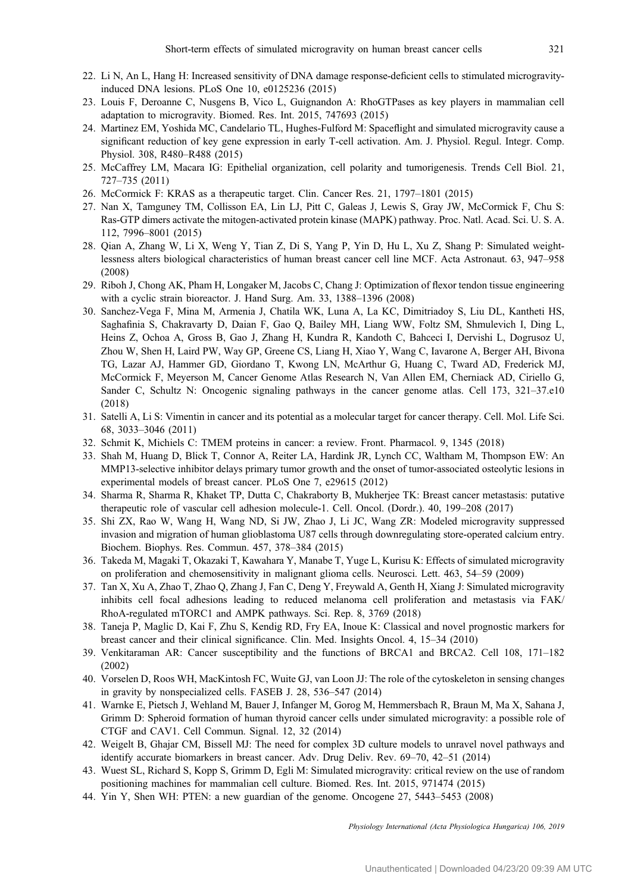22. Li N, An L, Hang H: Increased sensitivity of DNA damage response-deficient cells to stimulated microgravity-induced DNA lesions. PLoS One 10, e0125236 (2015)
23. Louis F, Deroanne C, Nusgens B, Vico L, Guignandon A: RhoGTPases as key players in mammalian cell adaptation to microgravity. Biomed. Res. Int. 2015, 747693 (2015)
24. Martinez EM, Yoshida MC, Candelario TL, Hughes-Fulford M: Spaceflight and simulated microgravity cause a significant reduction of key gene expression in early T-cell activation. Am. J. Physiol. Regul. Integr. Comp. Physiol. 308, R480–R488 (2015)
25. McCaffrey LM, Macara IG: Epithelial organization, cell polarity and tumorigenesis. Trends Cell Biol. 21, 727–735 (2011)
26. McCormick F: KRAS as a therapeutic target. Clin. Cancer Res. 21, 1797–1801 (2015)
27. Nan X, Tamguney TM, Collisson EA, Lin LJ, Pitt C, Galeas J, Lewis S, Gray JW, McCormick F, Chu S: Ras-GTP dimers activate the mitogen-activated protein kinase (MAPK) pathway. Proc. Natl. Acad. Sci. U. S. A. 112, 7996–8001 (2015)
28. Qian A, Zhang W, Li X, Weng Y, Tian Z, Di S, Yang P, Yin D, Hu L, Xu Z, Shang P: Simulated weightlessness alters biological characteristics of human breast cancer cell line MCF. Acta Astronaut. 63, 947–958 (2008)
29. Riboh J, Chong AK, Pham H, Longaker M, Jacobs C, Chang J: Optimization of flexor tendon tissue engineering with a cyclic strain bioreactor. J. Hand Surg. Am. 33, 1388–1396 (2008)
30. Sanchez-Vega F, Mina M, Armenia J, Chatila WK, Luna A, La KC, Dimitriadoy S, Liu DL, Kantheti HS, Saghafinia S, Chakravarty D, Daian F, Gao Q, Bailey MH, Liang WW, Foltz SM, Shmulevich I, Ding L, Heins Z, Ochoa A, Gross B, Gao J, Zhang H, Kundra R, Kandoth C, Bahceci I, Dervishi L, Dogrusoz U, Zhou W, Shen H, Laird PW, Way GP, Greene CS, Liang H, Xiao Y, Wang C, Iavarone A, Berger AH, Bivona TG, Lazar AJ, Hammer GD, Giordano T, Kwong LN, McArthur G, Huang C, Tward AD, Frederick MJ, McCormick F, Meyerson M, Cancer Genome Atlas Research N, Van Allen EM, Cherniack AD, Ciriello G, Sander C, Schultz N: Oncogenic signaling pathways in the cancer genome atlas. Cell 173, 321–37.e10 (2018)
31. Satelli A, Li S: Vimentin in cancer and its potential as a molecular target for cancer therapy. Cell. Mol. Life Sci. 68, 3033–3046 (2011)
32. Schmit K, Michiels C: TMEM proteins in cancer: a review. Front. Pharmacol. 9, 1345 (2018)
33. Shah M, Huang D, Blick T, Connor A, Reiter LA, Hardink JR, Lynch CC, Waltham M, Thompson EW: An MMP13-selective inhibitor delays primary tumor growth and the onset of tumor-associated osteolytic lesions in experimental models of breast cancer. PLoS One 7, e29615 (2012)
34. Sharma R, Sharma R, Khaket TP, Dutta C, Chakraborty B, Mukherjee TK: Breast cancer metastasis: putative therapeutic role of vascular cell adhesion molecule-1. Cell. Oncol. (Dordr.). 40, 199–208 (2017)
35. Shi ZX, Rao W, Wang H, Wang ND, Si JW, Zhao J, Li JC, Wang ZR: Modeled microgravity suppressed invasion and migration of human glioblastoma U87 cells through downregulating store-operated calcium entry. Biochem. Biophys. Res. Commun. 457, 378–384 (2015)
36. Takeda M, Magaki T, Okazaki T, Kawahara Y, Manabe T, Yuge L, Kurisu K: Effects of simulated microgravity on proliferation and chemosensitivity in malignant glioma cells. Neurosci. Lett. 463, 54–59 (2009)
37. Tan X, Xu A, Zhao T, Zhao Q, Zhang J, Fan C, Deng Y, Freywald A, Genth H, Xiang J: Simulated microgravity inhibits cell focal adhesions leading to reduced melanoma cell proliferation and metastasis via FAK/RhoA-regulated mTORC1 and AMPK pathways. Sci. Rep. 8, 3769 (2018)
38. Taneja P, Maglic D, Kai F, Zhu S, Kendig RD, Fry EA, Inoue K: Classical and novel prognostic markers for breast cancer and their clinical significance. Clin. Med. Insights Oncol. 4, 15–34 (2010)
39. Venkitaraman AR: Cancer susceptibility and the functions of BRCA1 and BRCA2. Cell 108, 171–182 (2002)
40. Vorselen D, Roos WH, MacKintosh FC, Wuite GJ, van Loon JJ: The role of the cytoskeleton in sensing changes in gravity by nonspecialized cells. FASEB J. 28, 536–547 (2014)
41. Warnke E, Pietsch J, Wehland M, Bauer J, Infanger M, Gorog M, Hemmersbach R, Braun M, Ma X, Sahana J, Grimm D: Spheroid formation of human thyroid cancer cells under simulated microgravity: a possible role of CTGF and CAV1. Cell Commun. Signal. 12, 32 (2014)
42. Weigelt B, Ghajar CM, Bissell MJ: The need for complex 3D culture models to unravel novel pathways and identify accurate biomarkers in breast cancer. Adv. Drug Deliv. Rev. 69–70, 42–51 (2014)
43. Wuest SL, Richard S, Kopp S, Grimm D, Egli M: Simulated microgravity: critical review on the use of random positioning machines for mammalian cell culture. Biomed. Res. Int. 2015, 971474 (2015)
44. Yin Y, Shen WH: PTEN: a new guardian of the genome. Oncogene 27, 5443–5453 (2008)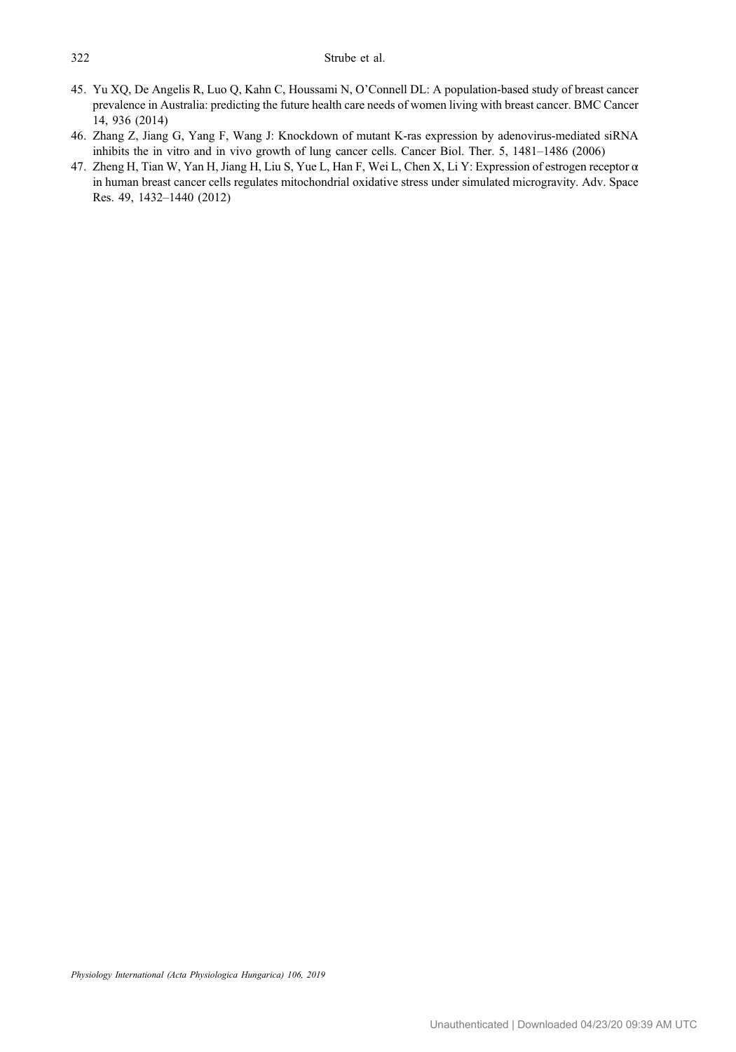45. Yu XQ, De Angelis R, Luo Q, Kahn C, Houssami N, O'Connell DL: A population-based study of breast cancer prevalence in Australia: predicting the future health care needs of women living with breast cancer. BMC Cancer 14, 936 (2014)
46. Zhang Z, Jiang G, Yang F, Wang J: Knockdown of mutant K-ras expression by adenovirus-mediated siRNA inhibits the in vitro and in vivo growth of lung cancer cells. Cancer Biol. Ther. 5, 1481–1486 (2006)
47. Zheng H, Tian W, Yan H, Jiang H, Liu S, Yue L, Han F, Wei L, Chen X, Li Y: Expression of estrogen receptor α in human breast cancer cells regulates mitochondrial oxidative stress under simulated microgravity. Adv. Space Res. 49, 1432–1440 (2012)